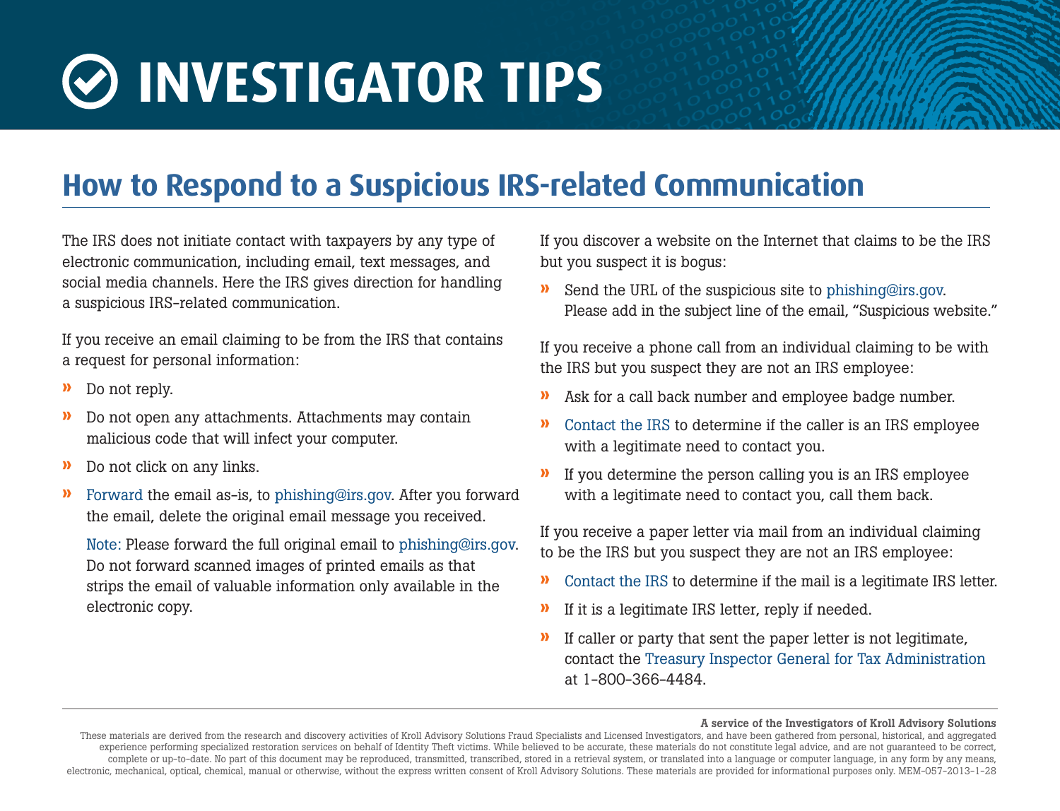# INVESTIGATOR TIPS

## How to Respond to a Suspicious IRS-related Communication

The IRS does not initiate contact with taxpayers by any type of electronic communication, including email, text messages, and social media channels. Here the IRS gives direction for handling a suspicious IRS-related communication.

If you receive an email claiming to be from the IRS that contains a request for personal information:

- Do not reply.
- Do not open any attachments. Attachments may contain malicious code that will infect your computer.
- Do not click on any links.
- Forward the email as-is, to phishing@irs.gov. After you forward the email, delete the original email message you received.

  Note: Please forward the full original email to phishing@irs.gov. Do not forward scanned images of printed emails as that strips the email of valuable information only available in the electronic copy.

If you discover a website on the Internet that claims to be the IRS but you suspect it is bogus:

- Send the URL of the suspicious site to phishing@irs.gov. Please add in the subject line of the email, "Suspicious website."

If you receive a phone call from an individual claiming to be with the IRS but you suspect they are not an IRS employee:

- Ask for a call back number and employee badge number.
- Contact the IRS to determine if the caller is an IRS employee with a legitimate need to contact you.
- If you determine the person calling you is an IRS employee with a legitimate need to contact you, call them back.

If you receive a paper letter via mail from an individual claiming to be the IRS but you suspect they are not an IRS employee:

- Contact the IRS to determine if the mail is a legitimate IRS letter.
- If it is a legitimate IRS letter, reply if needed.
- If caller or party that sent the paper letter is not legitimate, contact the Treasury Inspector General for Tax Administration at 1-800-366-4484.

**A service of the Investigators of Kroll Advisory Solutions**

These materials are derived from the research and discovery activities of Kroll Advisory Solutions Fraud Specialists and Licensed Investigators, and have been gathered from personal, historical, and aggregated experience performing specialized restoration services on behalf of Identity Theft victims. While believed to be accurate, these materials do not constitute legal advice, and are not guaranteed to be correct, complete or up-to-date. No part of this document may be reproduced, transmitted, transcribed, stored in a retrieval system, or translated into a language or computer language, in any form by any means, electronic, mechanical, optical, chemical, manual or otherwise, without the express written consent of Kroll Advisory Solutions. These materials are provided for informational purposes only. MEM-057-2013-1-28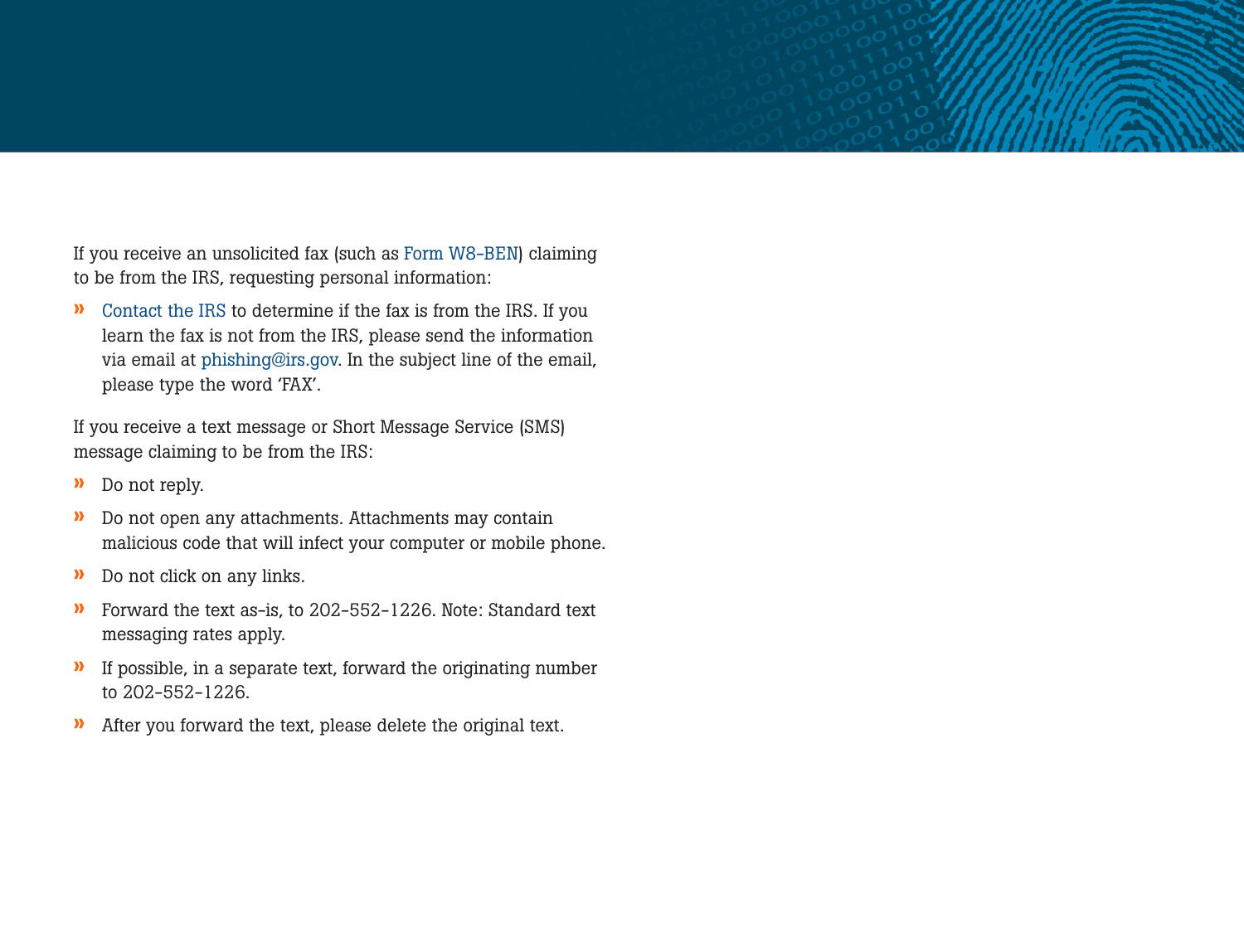If you receive an unsolicited fax (such as Form W8-BEN) claiming to be from the IRS, requesting personal information:

- Contact the IRS to determine if the fax is from the IRS. If you learn the fax is not from the IRS, please send the information via email at phishing@irs.gov. In the subject line of the email, please type the word 'FAX'.

If you receive a text message or Short Message Service (SMS) message claiming to be from the IRS:

- Do not reply.
- Do not open any attachments. Attachments may contain malicious code that will infect your computer or mobile phone.
- Do not click on any links.
- Forward the text as-is, to 202-552-1226. Note: Standard text messaging rates apply.
- If possible, in a separate text, forward the originating number to 202-552-1226.
- After you forward the text, please delete the original text.